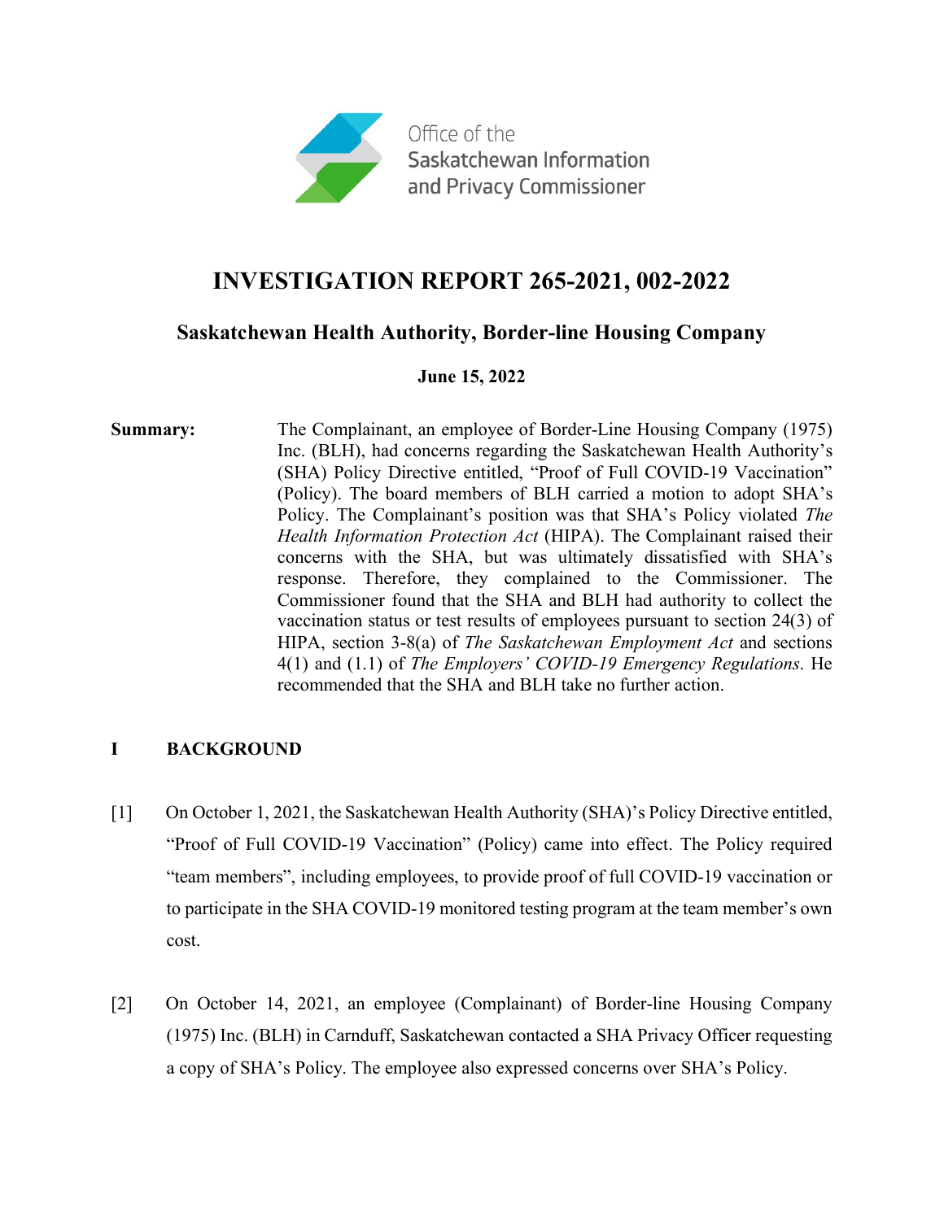Office of the
Saskatchewan Information
and Privacy Commissioner

# INVESTIGATION REPORT 265-2021, 002-2022

## Saskatchewan Health Authority, Border-line Housing Company

**June 15, 2022**

**Summary:** The Complainant, an employee of Border-Line Housing Company (1975) Inc. (BLH), had concerns regarding the Saskatchewan Health Authority's (SHA) Policy Directive entitled, "Proof of Full COVID-19 Vaccination" (Policy). The board members of BLH carried a motion to adopt SHA's Policy. The Complainant's position was that SHA's Policy violated *The Health Information Protection Act* (HIPA). The Complainant raised their concerns with the SHA, but was ultimately dissatisfied with SHA's response. Therefore, they complained to the Commissioner. The Commissioner found that the SHA and BLH had authority to collect the vaccination status or test results of employees pursuant to section 24(3) of HIPA, section 3-8(a) of *The Saskatchewan Employment Act* and sections 4(1) and (1.1) of *The Employers' COVID-19 Emergency Regulations*. He recommended that the SHA and BLH take no further action.

## I BACKGROUND

[1] On October 1, 2021, the Saskatchewan Health Authority (SHA)'s Policy Directive entitled, "Proof of Full COVID-19 Vaccination" (Policy) came into effect. The Policy required "team members", including employees, to provide proof of full COVID-19 vaccination or to participate in the SHA COVID-19 monitored testing program at the team member's own cost.

[2] On October 14, 2021, an employee (Complainant) of Border-line Housing Company (1975) Inc. (BLH) in Carnduff, Saskatchewan contacted a SHA Privacy Officer requesting a copy of SHA's Policy. The employee also expressed concerns over SHA's Policy.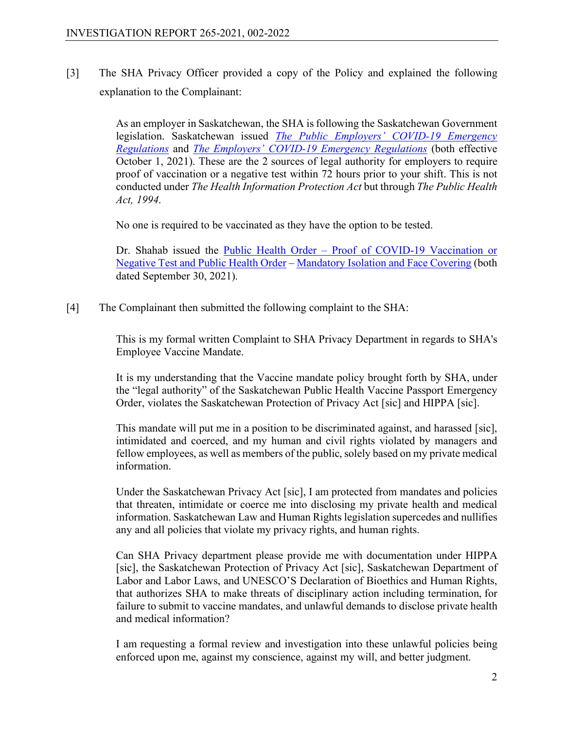[3] The SHA Privacy Officer provided a copy of the Policy and explained the following explanation to the Complainant:

> As an employer in Saskatchewan, the SHA is following the Saskatchewan Government legislation. Saskatchewan issued *The Public Employers' COVID-19 Emergency Regulations* and *The Employers' COVID-19 Emergency Regulations* (both effective October 1, 2021). These are the 2 sources of legal authority for employers to require proof of vaccination or a negative test within 72 hours prior to your shift. This is not conducted under *The Health Information Protection Act* but through *The Public Health Act, 1994*.
>
> No one is required to be vaccinated as they have the option to be tested.
>
> Dr. Shahab issued the Public Health Order – Proof of COVID-19 Vaccination or Negative Test and Public Health Order – Mandatory Isolation and Face Covering (both dated September 30, 2021).

[4] The Complainant then submitted the following complaint to the SHA:

> This is my formal written Complaint to SHA Privacy Department in regards to SHA's Employee Vaccine Mandate.
>
> It is my understanding that the Vaccine mandate policy brought forth by SHA, under the "legal authority" of the Saskatchewan Public Health Vaccine Passport Emergency Order, violates the Saskatchewan Protection of Privacy Act [sic] and HIPPA [sic].
>
> This mandate will put me in a position to be discriminated against, and harassed [sic], intimidated and coerced, and my human and civil rights violated by managers and fellow employees, as well as members of the public, solely based on my private medical information.
>
> Under the Saskatchewan Privacy Act [sic], I am protected from mandates and policies that threaten, intimidate or coerce me into disclosing my private health and medical information. Saskatchewan Law and Human Rights legislation supercedes and nullifies any and all policies that violate my privacy rights, and human rights.
>
> Can SHA Privacy department please provide me with documentation under HIPPA [sic], the Saskatchewan Protection of Privacy Act [sic], Saskatchewan Department of Labor and Labor Laws, and UNESCO'S Declaration of Bioethics and Human Rights, that authorizes SHA to make threats of disciplinary action including termination, for failure to submit to vaccine mandates, and unlawful demands to disclose private health and medical information?
>
> I am requesting a formal review and investigation into these unlawful policies being enforced upon me, against my conscience, against my will, and better judgment.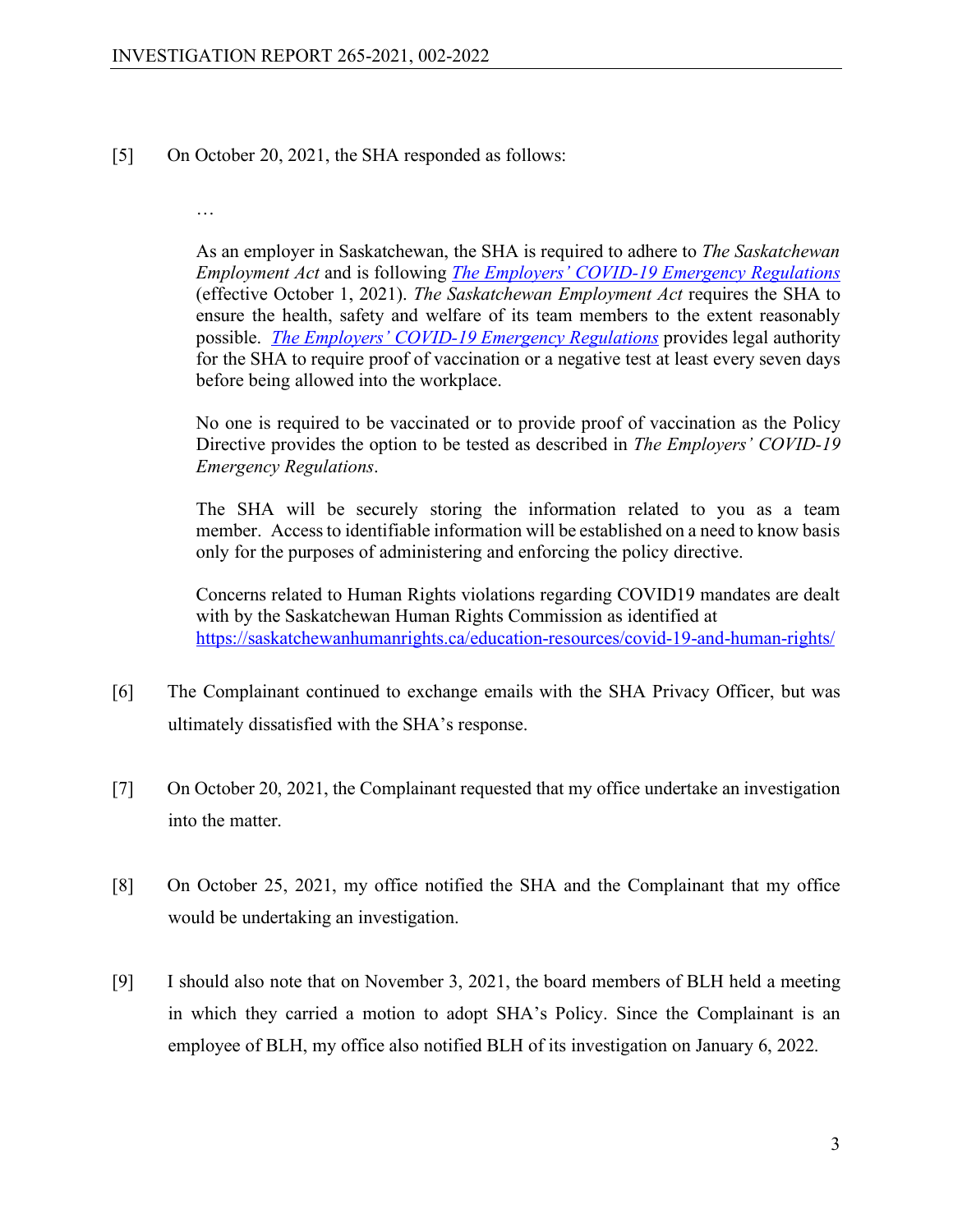[5] On October 20, 2021, the SHA responded as follows:

> …
>
> As an employer in Saskatchewan, the SHA is required to adhere to *The Saskatchewan Employment Act* and is following *[The Employers' COVID-19 Emergency Regulations](#)* (effective October 1, 2021). *The Saskatchewan Employment Act* requires the SHA to ensure the health, safety and welfare of its team members to the extent reasonably possible. *[The Employers' COVID-19 Emergency Regulations](#)* provides legal authority for the SHA to require proof of vaccination or a negative test at least every seven days before being allowed into the workplace.
>
> No one is required to be vaccinated or to provide proof of vaccination as the Policy Directive provides the option to be tested as described in *The Employers' COVID-19 Emergency Regulations*.
>
> The SHA will be securely storing the information related to you as a team member. Access to identifiable information will be established on a need to know basis only for the purposes of administering and enforcing the policy directive.
>
> Concerns related to Human Rights violations regarding COVID19 mandates are dealt with by the Saskatchewan Human Rights Commission as identified at https://saskatchewanhumanrights.ca/education-resources/covid-19-and-human-rights/

[6] The Complainant continued to exchange emails with the SHA Privacy Officer, but was ultimately dissatisfied with the SHA's response.

[7] On October 20, 2021, the Complainant requested that my office undertake an investigation into the matter.

[8] On October 25, 2021, my office notified the SHA and the Complainant that my office would be undertaking an investigation.

[9] I should also note that on November 3, 2021, the board members of BLH held a meeting in which they carried a motion to adopt SHA's Policy. Since the Complainant is an employee of BLH, my office also notified BLH of its investigation on January 6, 2022.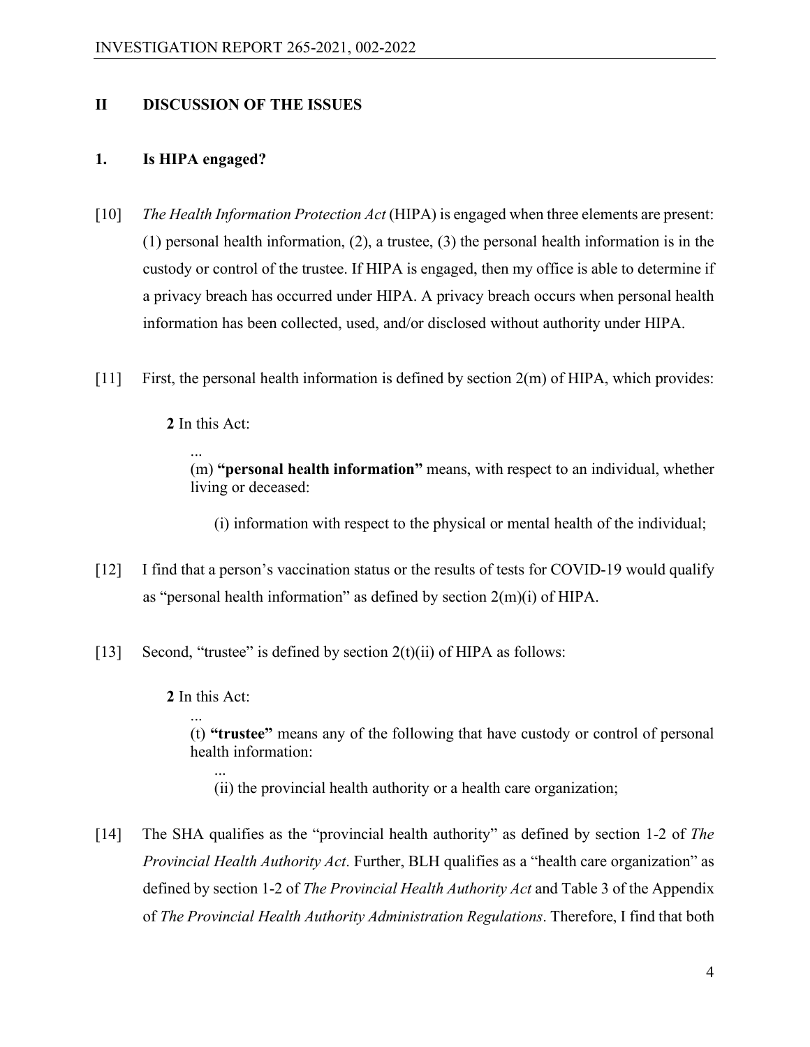## II DISCUSSION OF THE ISSUES

### 1. Is HIPA engaged?

[10] *The Health Information Protection Act* (HIPA) is engaged when three elements are present: (1) personal health information, (2), a trustee, (3) the personal health information is in the custody or control of the trustee. If HIPA is engaged, then my office is able to determine if a privacy breach has occurred under HIPA. A privacy breach occurs when personal health information has been collected, used, and/or disclosed without authority under HIPA.

[11] First, the personal health information is defined by section 2(m) of HIPA, which provides:

> **2** In this Act:
>
> ...
>
> (m) **"personal health information"** means, with respect to an individual, whether living or deceased:
>
> (i) information with respect to the physical or mental health of the individual;

[12] I find that a person's vaccination status or the results of tests for COVID-19 would qualify as "personal health information" as defined by section 2(m)(i) of HIPA.

[13] Second, "trustee" is defined by section 2(t)(ii) of HIPA as follows:

> **2** In this Act:
>
> ...
>
> (t) **"trustee"** means any of the following that have custody or control of personal health information:
>
> ...
>
> (ii) the provincial health authority or a health care organization;

[14] The SHA qualifies as the "provincial health authority" as defined by section 1-2 of *The Provincial Health Authority Act*. Further, BLH qualifies as a "health care organization" as defined by section 1-2 of *The Provincial Health Authority Act* and Table 3 of the Appendix of *The Provincial Health Authority Administration Regulations*. Therefore, I find that both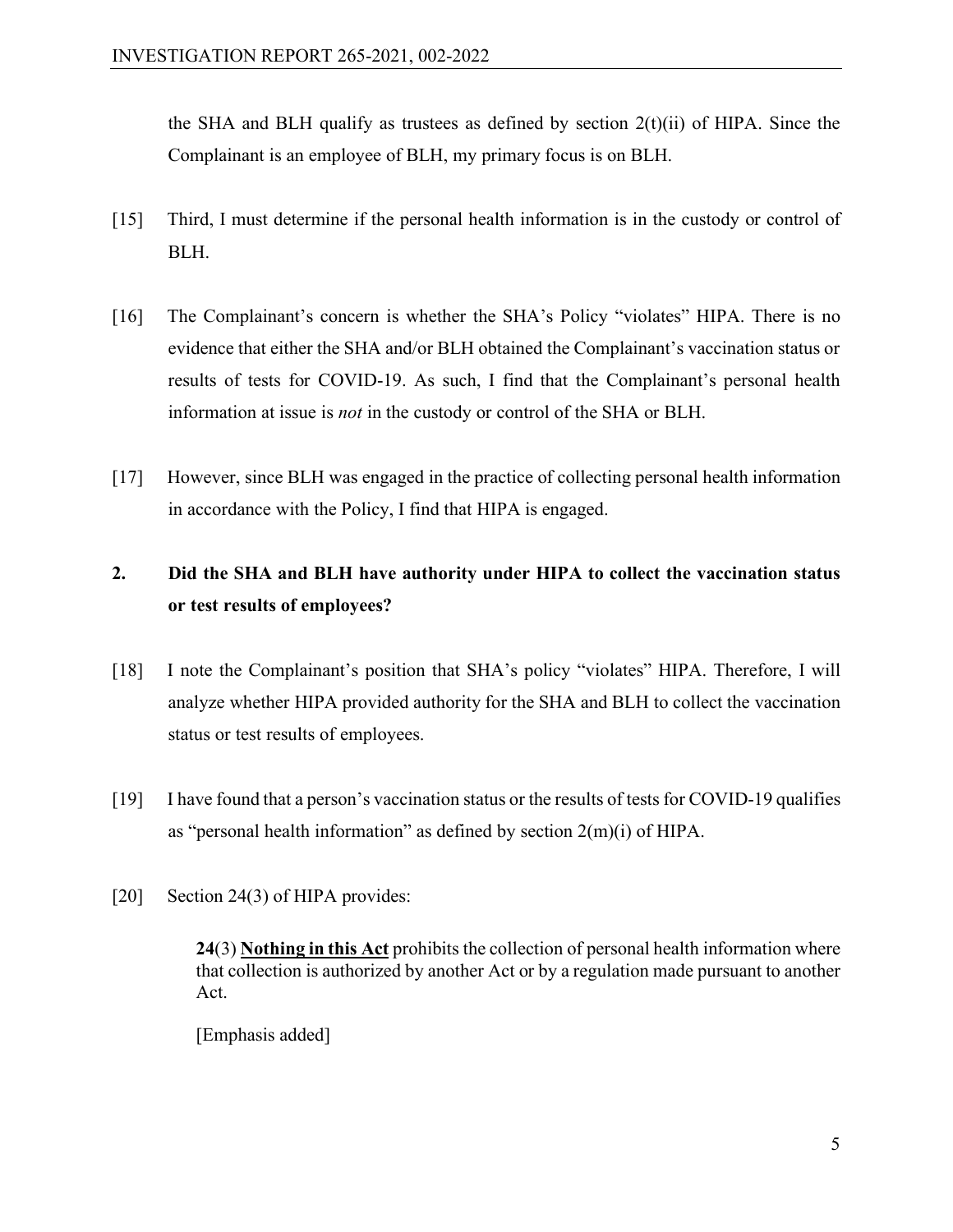the SHA and BLH qualify as trustees as defined by section 2(t)(ii) of HIPA. Since the Complainant is an employee of BLH, my primary focus is on BLH.

[15] Third, I must determine if the personal health information is in the custody or control of BLH.

[16] The Complainant's concern is whether the SHA's Policy "violates" HIPA. There is no evidence that either the SHA and/or BLH obtained the Complainant's vaccination status or results of tests for COVID-19. As such, I find that the Complainant's personal health information at issue is *not* in the custody or control of the SHA or BLH.

[17] However, since BLH was engaged in the practice of collecting personal health information in accordance with the Policy, I find that HIPA is engaged.

## 2. Did the SHA and BLH have authority under HIPA to collect the vaccination status or test results of employees?

[18] I note the Complainant's position that SHA's policy "violates" HIPA. Therefore, I will analyze whether HIPA provided authority for the SHA and BLH to collect the vaccination status or test results of employees.

[19] I have found that a person's vaccination status or the results of tests for COVID-19 qualifies as "personal health information" as defined by section 2(m)(i) of HIPA.

[20] Section 24(3) of HIPA provides:

> **24**(3) <u>**Nothing in this Act**</u> prohibits the collection of personal health information where that collection is authorized by another Act or by a regulation made pursuant to another Act.
>
> [Emphasis added]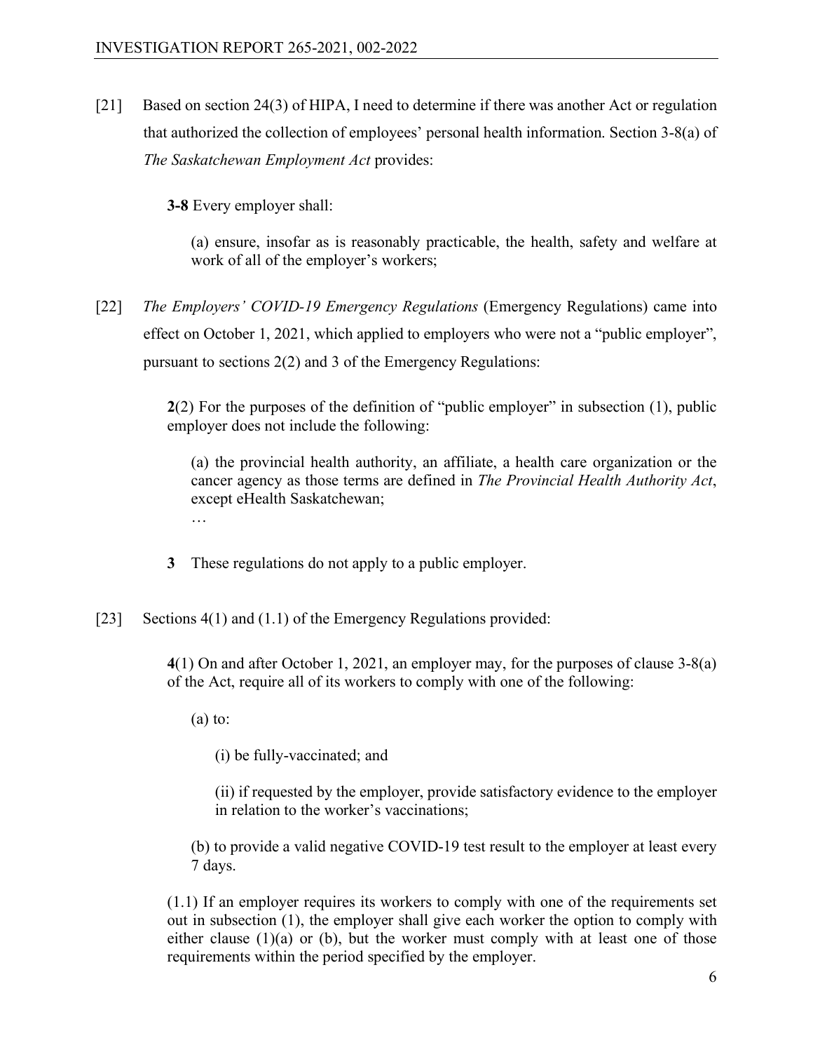[21] Based on section 24(3) of HIPA, I need to determine if there was another Act or regulation that authorized the collection of employees' personal health information. Section 3-8(a) of *The Saskatchewan Employment Act* provides:

> **3-8** Every employer shall:
>
> (a) ensure, insofar as is reasonably practicable, the health, safety and welfare at work of all of the employer's workers;

[22] *The Employers' COVID-19 Emergency Regulations* (Emergency Regulations) came into effect on October 1, 2021, which applied to employers who were not a "public employer", pursuant to sections 2(2) and 3 of the Emergency Regulations:

> **2**(2) For the purposes of the definition of "public employer" in subsection (1), public employer does not include the following:
>
> (a) the provincial health authority, an affiliate, a health care organization or the cancer agency as those terms are defined in *The Provincial Health Authority Act*, except eHealth Saskatchewan;
>
> …
>
> **3** These regulations do not apply to a public employer.

[23] Sections 4(1) and (1.1) of the Emergency Regulations provided:

> **4**(1) On and after October 1, 2021, an employer may, for the purposes of clause 3-8(a) of the Act, require all of its workers to comply with one of the following:
>
> (a) to:
>
> (i) be fully-vaccinated; and
>
> (ii) if requested by the employer, provide satisfactory evidence to the employer in relation to the worker's vaccinations;
>
> (b) to provide a valid negative COVID-19 test result to the employer at least every 7 days.
>
> (1.1) If an employer requires its workers to comply with one of the requirements set out in subsection (1), the employer shall give each worker the option to comply with either clause (1)(a) or (b), but the worker must comply with at least one of those requirements within the period specified by the employer.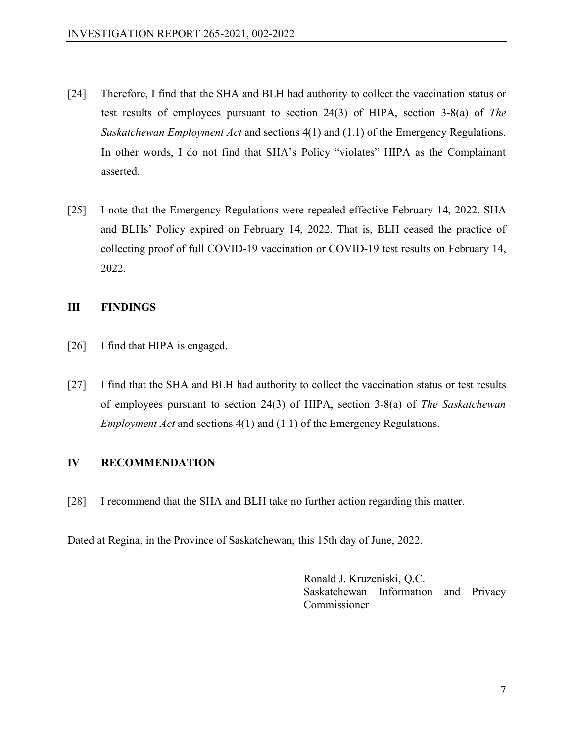[24] Therefore, I find that the SHA and BLH had authority to collect the vaccination status or test results of employees pursuant to section 24(3) of HIPA, section 3-8(a) of *The Saskatchewan Employment Act* and sections 4(1) and (1.1) of the Emergency Regulations. In other words, I do not find that SHA's Policy "violates" HIPA as the Complainant asserted.

[25] I note that the Emergency Regulations were repealed effective February 14, 2022. SHA and BLHs' Policy expired on February 14, 2022. That is, BLH ceased the practice of collecting proof of full COVID-19 vaccination or COVID-19 test results on February 14, 2022.

## III FINDINGS

[26] I find that HIPA is engaged.

[27] I find that the SHA and BLH had authority to collect the vaccination status or test results of employees pursuant to section 24(3) of HIPA, section 3-8(a) of *The Saskatchewan Employment Act* and sections 4(1) and (1.1) of the Emergency Regulations.

## IV RECOMMENDATION

[28] I recommend that the SHA and BLH take no further action regarding this matter.

Dated at Regina, in the Province of Saskatchewan, this 15th day of June, 2022.

Ronald J. Kruzeniski, Q.C.
Saskatchewan Information and Privacy Commissioner